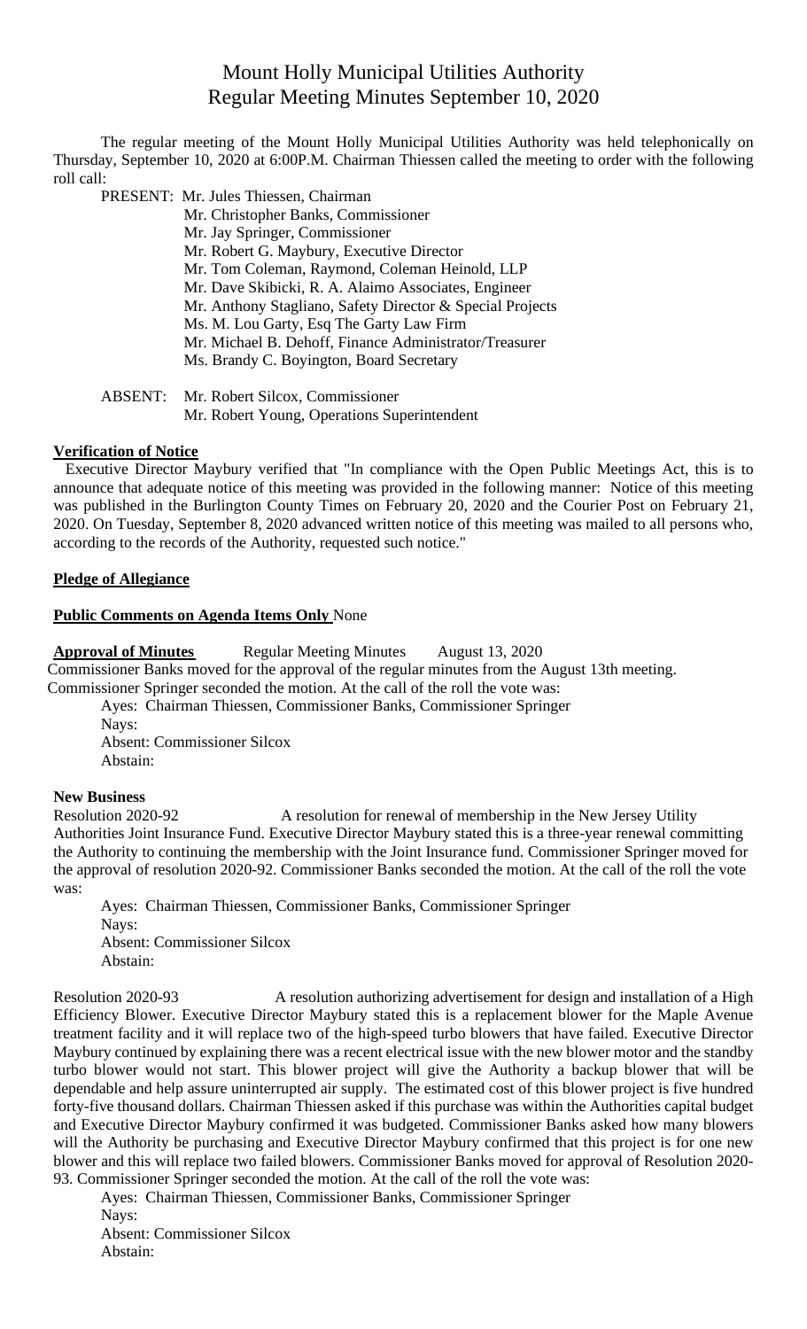# Mount Holly Municipal Utilities Authority
## Regular Meeting Minutes September 10, 2020

The regular meeting of the Mount Holly Municipal Utilities Authority was held telephonically on Thursday, September 10, 2020 at 6:00P.M. Chairman Thiessen called the meeting to order with the following roll call:

PRESENT: Mr. Jules Thiessen, Chairman
Mr. Christopher Banks, Commissioner
Mr. Jay Springer, Commissioner
Mr. Robert G. Maybury, Executive Director
Mr. Tom Coleman, Raymond, Coleman Heinold, LLP
Mr. Dave Skibicki, R. A. Alaimo Associates, Engineer
Mr. Anthony Stagliano, Safety Director & Special Projects
Ms. M. Lou Garty, Esq The Garty Law Firm
Mr. Michael B. Dehoff, Finance Administrator/Treasurer
Ms. Brandy C. Boyington, Board Secretary

ABSENT: Mr. Robert Silcox, Commissioner
Mr. Robert Young, Operations Superintendent

**Verification of Notice**

Executive Director Maybury verified that "In compliance with the Open Public Meetings Act, this is to announce that adequate notice of this meeting was provided in the following manner: Notice of this meeting was published in the Burlington County Times on February 20, 2020 and the Courier Post on February 21, 2020. On Tuesday, September 8, 2020 advanced written notice of this meeting was mailed to all persons who, according to the records of the Authority, requested such notice."

**Pledge of Allegiance**

**Public Comments on Agenda Items Only** None

**Approval of Minutes** Regular Meeting Minutes August 13, 2020

Commissioner Banks moved for the approval of the regular minutes from the August 13th meeting. Commissioner Springer seconded the motion. At the call of the roll the vote was:

Ayes: Chairman Thiessen, Commissioner Banks, Commissioner Springer
Nays:
Absent: Commissioner Silcox
Abstain:

**New Business**

Resolution 2020-92 A resolution for renewal of membership in the New Jersey Utility Authorities Joint Insurance Fund. Executive Director Maybury stated this is a three-year renewal committing the Authority to continuing the membership with the Joint Insurance fund. Commissioner Springer moved for the approval of resolution 2020-92. Commissioner Banks seconded the motion. At the call of the roll the vote was:

Ayes: Chairman Thiessen, Commissioner Banks, Commissioner Springer
Nays:
Absent: Commissioner Silcox
Abstain:

Resolution 2020-93 A resolution authorizing advertisement for design and installation of a High Efficiency Blower. Executive Director Maybury stated this is a replacement blower for the Maple Avenue treatment facility and it will replace two of the high-speed turbo blowers that have failed. Executive Director Maybury continued by explaining there was a recent electrical issue with the new blower motor and the standby turbo blower would not start. This blower project will give the Authority a backup blower that will be dependable and help assure uninterrupted air supply. The estimated cost of this blower project is five hundred forty-five thousand dollars. Chairman Thiessen asked if this purchase was within the Authorities capital budget and Executive Director Maybury confirmed it was budgeted. Commissioner Banks asked how many blowers will the Authority be purchasing and Executive Director Maybury confirmed that this project is for one new blower and this will replace two failed blowers. Commissioner Banks moved for approval of Resolution 2020-93. Commissioner Springer seconded the motion. At the call of the roll the vote was:

Ayes: Chairman Thiessen, Commissioner Banks, Commissioner Springer
Nays:
Absent: Commissioner Silcox
Abstain: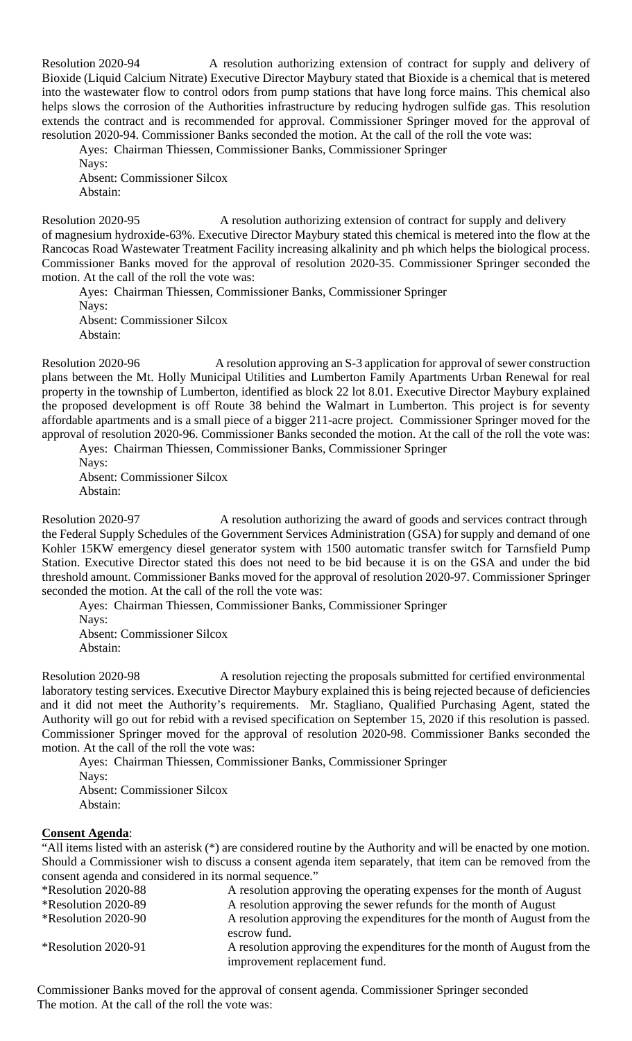Resolution 2020-94 A resolution authorizing extension of contract for supply and delivery of Bioxide (Liquid Calcium Nitrate) Executive Director Maybury stated that Bioxide is a chemical that is metered into the wastewater flow to control odors from pump stations that have long force mains. This chemical also helps slows the corrosion of the Authorities infrastructure by reducing hydrogen sulfide gas. This resolution extends the contract and is recommended for approval. Commissioner Springer moved for the approval of resolution 2020-94. Commissioner Banks seconded the motion. At the call of the roll the vote was:

Ayes: Chairman Thiessen, Commissioner Banks, Commissioner Springer
Nays:
Absent: Commissioner Silcox
Abstain:

Resolution 2020-95 A resolution authorizing extension of contract for supply and delivery of magnesium hydroxide-63%. Executive Director Maybury stated this chemical is metered into the flow at the Rancocas Road Wastewater Treatment Facility increasing alkalinity and ph which helps the biological process. Commissioner Banks moved for the approval of resolution 2020-35. Commissioner Springer seconded the motion. At the call of the roll the vote was:

Ayes: Chairman Thiessen, Commissioner Banks, Commissioner Springer
Nays:
Absent: Commissioner Silcox
Abstain:

Resolution 2020-96 A resolution approving an S-3 application for approval of sewer construction plans between the Mt. Holly Municipal Utilities and Lumberton Family Apartments Urban Renewal for real property in the township of Lumberton, identified as block 22 lot 8.01. Executive Director Maybury explained the proposed development is off Route 38 behind the Walmart in Lumberton. This project is for seventy affordable apartments and is a small piece of a bigger 211-acre project. Commissioner Springer moved for the approval of resolution 2020-96. Commissioner Banks seconded the motion. At the call of the roll the vote was:

Ayes: Chairman Thiessen, Commissioner Banks, Commissioner Springer
Nays:
Absent: Commissioner Silcox
Abstain:

Resolution 2020-97 A resolution authorizing the award of goods and services contract through the Federal Supply Schedules of the Government Services Administration (GSA) for supply and demand of one Kohler 15KW emergency diesel generator system with 1500 automatic transfer switch for Tarnsfield Pump Station. Executive Director stated this does not need to be bid because it is on the GSA and under the bid threshold amount. Commissioner Banks moved for the approval of resolution 2020-97. Commissioner Springer seconded the motion. At the call of the roll the vote was:

Ayes: Chairman Thiessen, Commissioner Banks, Commissioner Springer
Nays:
Absent: Commissioner Silcox
Abstain:

Resolution 2020-98 A resolution rejecting the proposals submitted for certified environmental laboratory testing services. Executive Director Maybury explained this is being rejected because of deficiencies and it did not meet the Authority's requirements. Mr. Stagliano, Qualified Purchasing Agent, stated the Authority will go out for rebid with a revised specification on September 15, 2020 if this resolution is passed. Commissioner Springer moved for the approval of resolution 2020-98. Commissioner Banks seconded the motion. At the call of the roll the vote was:

Ayes: Chairman Thiessen, Commissioner Banks, Commissioner Springer
Nays:
Absent: Commissioner Silcox
Abstain:

**Consent Agenda**:

"All items listed with an asterisk (*) are considered routine by the Authority and will be enacted by one motion. Should a Commissioner wish to discuss a consent agenda item separately, that item can be removed from the consent agenda and considered in its normal sequence."

| | |
|---|---|
| *Resolution 2020-88 | A resolution approving the operating expenses for the month of August |
| *Resolution 2020-89 | A resolution approving the sewer refunds for the month of August |
| *Resolution 2020-90 | A resolution approving the expenditures for the month of August from the escrow fund. |
| *Resolution 2020-91 | A resolution approving the expenditures for the month of August from the improvement replacement fund. |

Commissioner Banks moved for the approval of consent agenda. Commissioner Springer seconded The motion. At the call of the roll the vote was: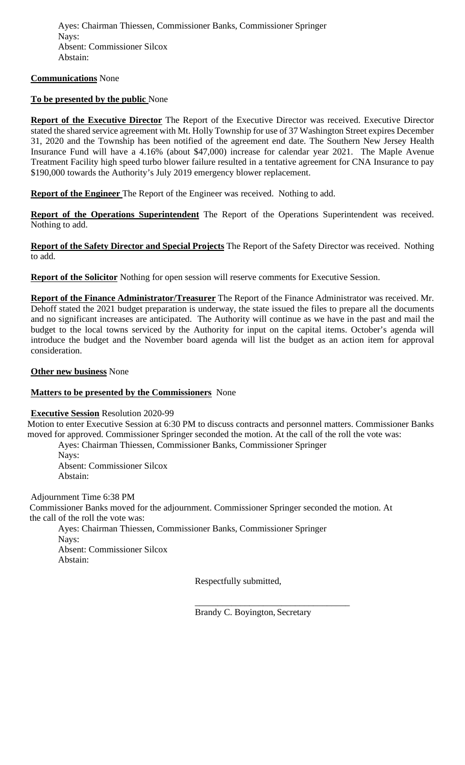Ayes: Chairman Thiessen, Commissioner Banks, Commissioner Springer
Nays:
Absent: Commissioner Silcox
Abstain:

**Communications** None

**To be presented by the public** None

**Report of the Executive Director** The Report of the Executive Director was received. Executive Director stated the shared service agreement with Mt. Holly Township for use of 37 Washington Street expires December 31, 2020 and the Township has been notified of the agreement end date. The Southern New Jersey Health Insurance Fund will have a 4.16% (about $47,000) increase for calendar year 2021. The Maple Avenue Treatment Facility high speed turbo blower failure resulted in a tentative agreement for CNA Insurance to pay $190,000 towards the Authority's July 2019 emergency blower replacement.

**Report of the Engineer** The Report of the Engineer was received. Nothing to add.

**Report of the Operations Superintendent** The Report of the Operations Superintendent was received. Nothing to add.

**Report of the Safety Director and Special Projects** The Report of the Safety Director was received. Nothing to add.

**Report of the Solicitor** Nothing for open session will reserve comments for Executive Session.

**Report of the Finance Administrator/Treasurer** The Report of the Finance Administrator was received. Mr. Dehoff stated the 2021 budget preparation is underway, the state issued the files to prepare all the documents and no significant increases are anticipated. The Authority will continue as we have in the past and mail the budget to the local towns serviced by the Authority for input on the capital items. October's agenda will introduce the budget and the November board agenda will list the budget as an action item for approval consideration.

**Other new business** None

**Matters to be presented by the Commissioners** None

**Executive Session** Resolution 2020-99

Motion to enter Executive Session at 6:30 PM to discuss contracts and personnel matters. Commissioner Banks moved for approved. Commissioner Springer seconded the motion. At the call of the roll the vote was:

Ayes: Chairman Thiessen, Commissioner Banks, Commissioner Springer
Nays:
Absent: Commissioner Silcox
Abstain:

Adjournment Time 6:38 PM

Commissioner Banks moved for the adjournment. Commissioner Springer seconded the motion. At the call of the roll the vote was:

Ayes: Chairman Thiessen, Commissioner Banks, Commissioner Springer
Nays:
Absent: Commissioner Silcox
Abstain:

Respectfully submitted,

___________________________________
Brandy C. Boyington, Secretary